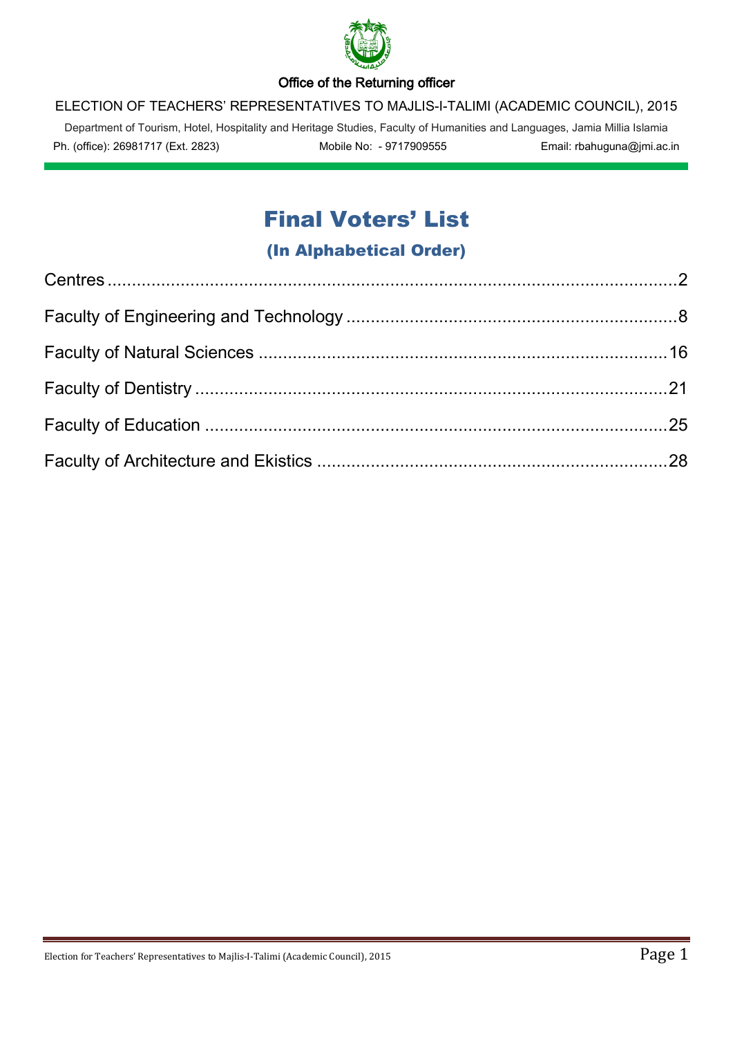Office of the Returning officer

ELECTION OF TEACHERS' REPRESENTATIVES TO MAJLIS-I-TALIMI (ACADEMIC COUNCIL), 2015

Department of Tourism, Hotel, Hospitality and Heritage Studies, Faculty of Humanities and Languages, Jamia Millia Islamia

Ph. (office): 26981717 (Ext. 2823) Mobile No: - 9717909555 Email: rbahuguna@jmi.ac.in

# Final Voters' List

## (In Alphabetical Order)

Centres ........................................................................................................ 2

Faculty of Engineering and Technology ..................................................................... 8

Faculty of Natural Sciences ........................................................................................ 16

Faculty of Dentistry ...................................................................................................... 21

Faculty of Education ..................................................................................................... 25

Faculty of Architecture and Ekistics ............................................................................. 28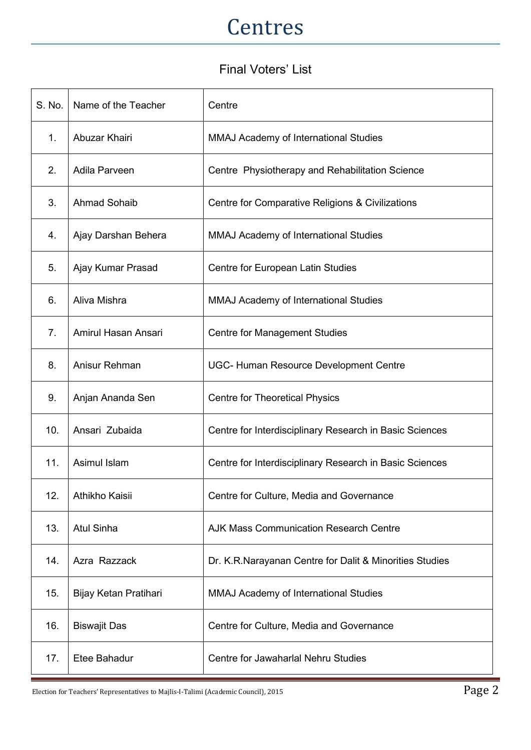# Centres

## Final Voters' List

| S. No. | Name of the Teacher | Centre |
|---|---|---|
| 1. | Abuzar Khairi | MMAJ Academy of International Studies |
| 2. | Adila Parveen | Centre  Physiotherapy and Rehabilitation Science |
| 3. | Ahmad Sohaib | Centre for Comparative Religions & Civilizations |
| 4. | Ajay Darshan Behera | MMAJ Academy of International Studies |
| 5. | Ajay Kumar Prasad | Centre for European Latin Studies |
| 6. | Aliva Mishra | MMAJ Academy of International Studies |
| 7. | Amirul Hasan Ansari | Centre for Management Studies |
| 8. | Anisur Rehman | UGC- Human Resource Development Centre |
| 9. | Anjan Ananda Sen | Centre for Theoretical Physics |
| 10. | Ansari  Zubaida | Centre for Interdisciplinary Research in Basic Sciences |
| 11. | Asimul Islam | Centre for Interdisciplinary Research in Basic Sciences |
| 12. | Athikho Kaisii | Centre for Culture, Media and Governance |
| 13. | Atul Sinha | AJK Mass Communication Research Centre |
| 14. | Azra  Razzack | Dr. K.R.Narayanan Centre for Dalit & Minorities Studies |
| 15. | Bijay Ketan Pratihari | MMAJ Academy of International Studies |
| 16. | Biswajit Das | Centre for Culture, Media and Governance |
| 17. | Etee Bahadur | Centre for Jawaharlal Nehru Studies |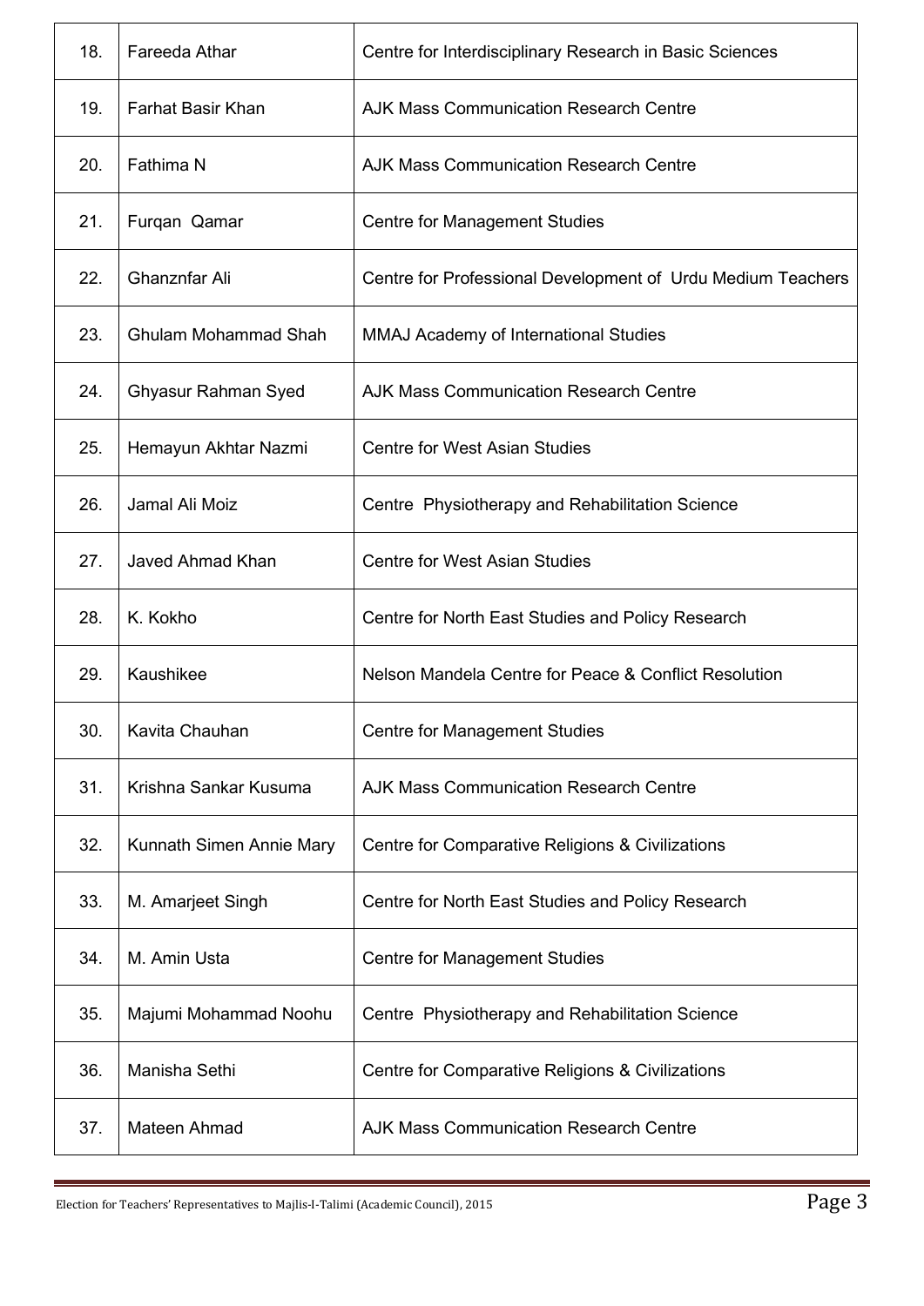| 18. | Fareeda Athar | Centre for Interdisciplinary Research in Basic Sciences |
|---|---|---|
| 19. | Farhat Basir Khan | AJK Mass Communication Research Centre |
| 20. | Fathima N | AJK Mass Communication Research Centre |
| 21. | Furqan Qamar | Centre for Management Studies |
| 22. | Ghanznfar Ali | Centre for Professional Development of Urdu Medium Teachers |
| 23. | Ghulam Mohammad Shah | MMAJ Academy of International Studies |
| 24. | Ghyasur Rahman Syed | AJK Mass Communication Research Centre |
| 25. | Hemayun Akhtar Nazmi | Centre for West Asian Studies |
| 26. | Jamal Ali Moiz | Centre Physiotherapy and Rehabilitation Science |
| 27. | Javed Ahmad Khan | Centre for West Asian Studies |
| 28. | K. Kokho | Centre for North East Studies and Policy Research |
| 29. | Kaushikee | Nelson Mandela Centre for Peace & Conflict Resolution |
| 30. | Kavita Chauhan | Centre for Management Studies |
| 31. | Krishna Sankar Kusuma | AJK Mass Communication Research Centre |
| 32. | Kunnath Simen Annie Mary | Centre for Comparative Religions & Civilizations |
| 33. | M. Amarjeet Singh | Centre for North East Studies and Policy Research |
| 34. | M. Amin Usta | Centre for Management Studies |
| 35. | Majumi Mohammad Noohu | Centre Physiotherapy and Rehabilitation Science |
| 36. | Manisha Sethi | Centre for Comparative Religions & Civilizations |
| 37. | Mateen Ahmad | AJK Mass Communication Research Centre |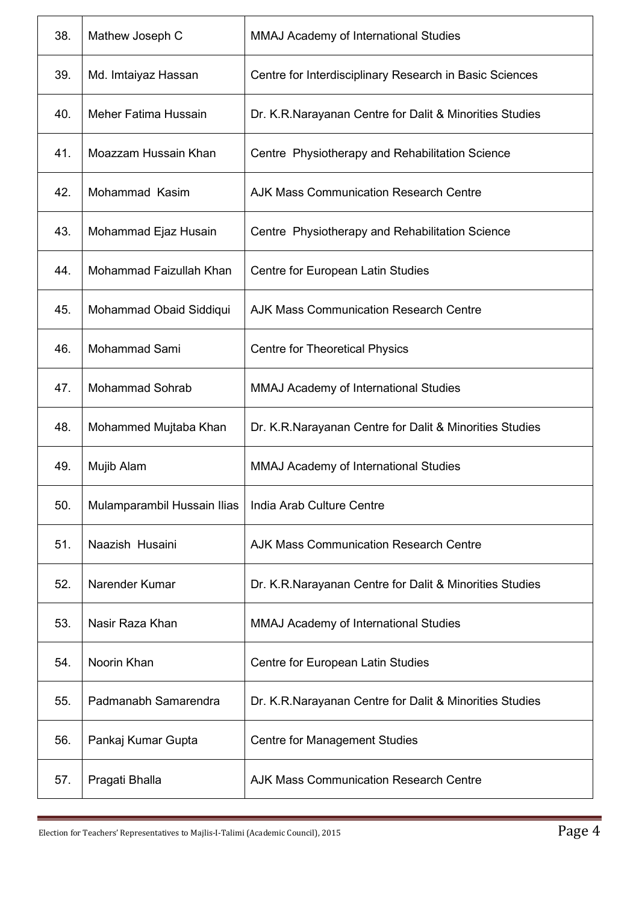| 38. | Mathew Joseph C | MMAJ Academy of International Studies |
|---|---|---|
| 39. | Md. Imtaiyaz Hassan | Centre for Interdisciplinary Research in Basic Sciences |
| 40. | Meher Fatima Hussain | Dr. K.R.Narayanan Centre for Dalit & Minorities Studies |
| 41. | Moazzam Hussain Khan | Centre  Physiotherapy and Rehabilitation Science |
| 42. | Mohammad  Kasim | AJK Mass Communication Research Centre |
| 43. | Mohammad Ejaz Husain | Centre  Physiotherapy and Rehabilitation Science |
| 44. | Mohammad Faizullah Khan | Centre for European Latin Studies |
| 45. | Mohammad Obaid Siddiqui | AJK Mass Communication Research Centre |
| 46. | Mohammad Sami | Centre for Theoretical Physics |
| 47. | Mohammad Sohrab | MMAJ Academy of International Studies |
| 48. | Mohammed Mujtaba Khan | Dr. K.R.Narayanan Centre for Dalit & Minorities Studies |
| 49. | Mujib Alam | MMAJ Academy of International Studies |
| 50. | Mulamparambil Hussain Ilias | India Arab Culture Centre |
| 51. | Naazish  Husaini | AJK Mass Communication Research Centre |
| 52. | Narender Kumar | Dr. K.R.Narayanan Centre for Dalit & Minorities Studies |
| 53. | Nasir Raza Khan | MMAJ Academy of International Studies |
| 54. | Noorin Khan | Centre for European Latin Studies |
| 55. | Padmanabh Samarendra | Dr. K.R.Narayanan Centre for Dalit & Minorities Studies |
| 56. | Pankaj Kumar Gupta | Centre for Management Studies |
| 57. | Pragati Bhalla | AJK Mass Communication Research Centre |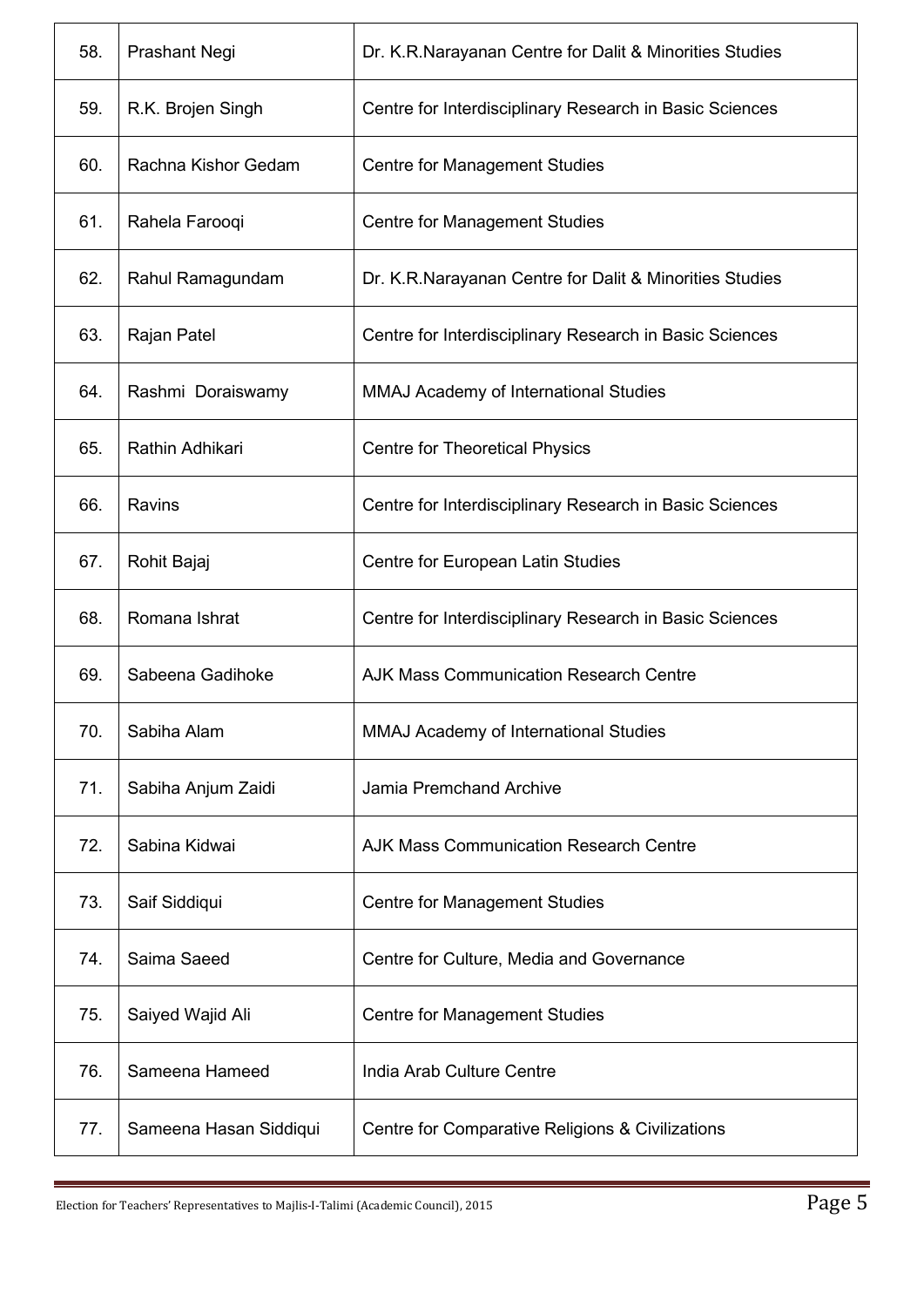| | | |
|---|---|---|
| 58. | Prashant Negi | Dr. K.R.Narayanan Centre for Dalit & Minorities Studies |
| 59. | R.K. Brojen Singh | Centre for Interdisciplinary Research in Basic Sciences |
| 60. | Rachna Kishor Gedam | Centre for Management Studies |
| 61. | Rahela Farooqi | Centre for Management Studies |
| 62. | Rahul Ramagundam | Dr. K.R.Narayanan Centre for Dalit & Minorities Studies |
| 63. | Rajan Patel | Centre for Interdisciplinary Research in Basic Sciences |
| 64. | Rashmi Doraiswamy | MMAJ Academy of International Studies |
| 65. | Rathin Adhikari | Centre for Theoretical Physics |
| 66. | Ravins | Centre for Interdisciplinary Research in Basic Sciences |
| 67. | Rohit Bajaj | Centre for European Latin Studies |
| 68. | Romana Ishrat | Centre for Interdisciplinary Research in Basic Sciences |
| 69. | Sabeena Gadihoke | AJK Mass Communication Research Centre |
| 70. | Sabiha Alam | MMAJ Academy of International Studies |
| 71. | Sabiha Anjum Zaidi | Jamia Premchand Archive |
| 72. | Sabina Kidwai | AJK Mass Communication Research Centre |
| 73. | Saif Siddiqui | Centre for Management Studies |
| 74. | Saima Saeed | Centre for Culture, Media and Governance |
| 75. | Saiyed Wajid Ali | Centre for Management Studies |
| 76. | Sameena Hameed | India Arab Culture Centre |
| 77. | Sameena Hasan Siddiqui | Centre for Comparative Religions & Civilizations |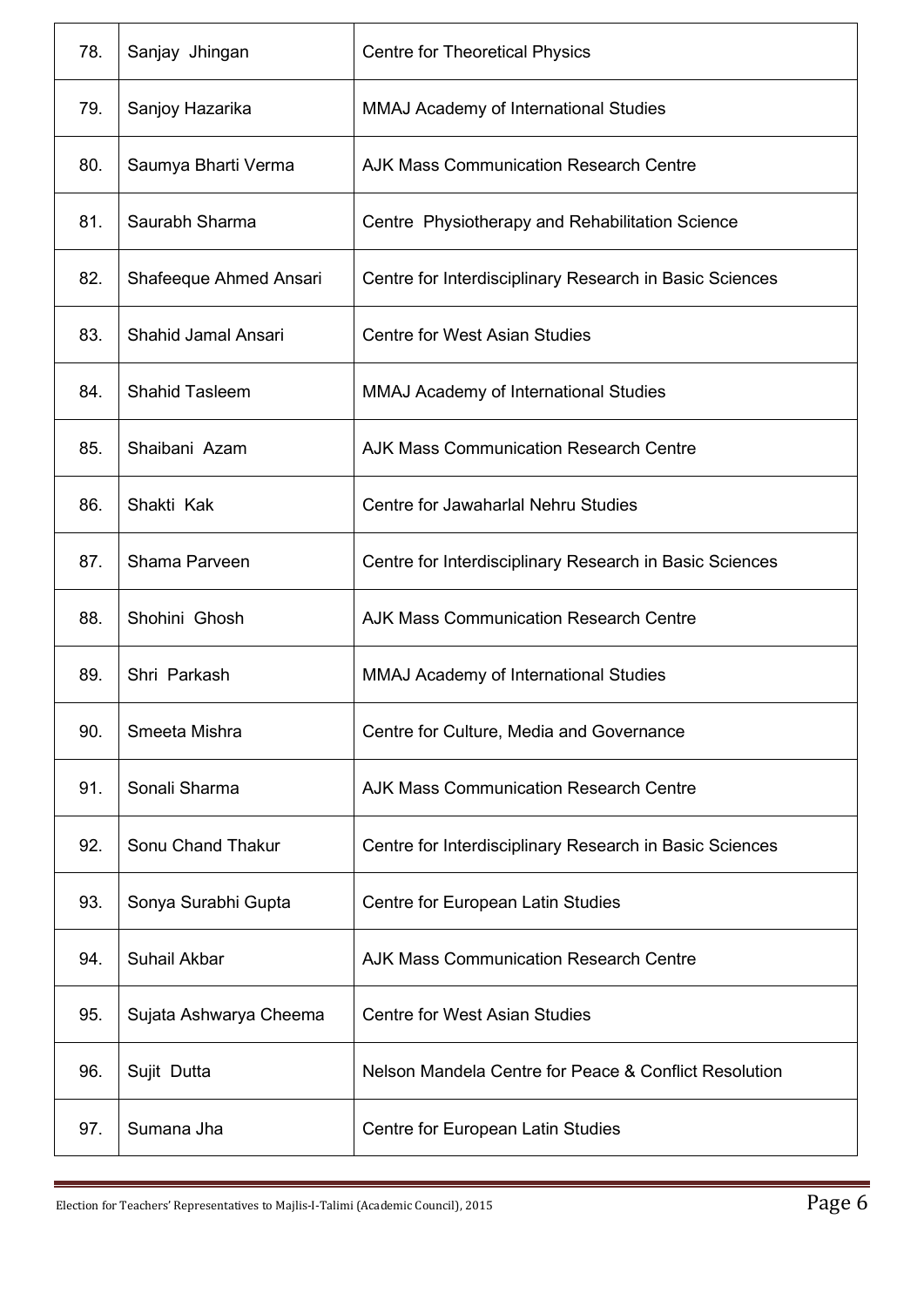| 78. | Sanjay Jhingan | Centre for Theoretical Physics |
|---|---|---|
| 79. | Sanjoy Hazarika | MMAJ Academy of International Studies |
| 80. | Saumya Bharti Verma | AJK Mass Communication Research Centre |
| 81. | Saurabh Sharma | Centre Physiotherapy and Rehabilitation Science |
| 82. | Shafeeque Ahmed Ansari | Centre for Interdisciplinary Research in Basic Sciences |
| 83. | Shahid Jamal Ansari | Centre for West Asian Studies |
| 84. | Shahid Tasleem | MMAJ Academy of International Studies |
| 85. | Shaibani Azam | AJK Mass Communication Research Centre |
| 86. | Shakti Kak | Centre for Jawaharlal Nehru Studies |
| 87. | Shama Parveen | Centre for Interdisciplinary Research in Basic Sciences |
| 88. | Shohini Ghosh | AJK Mass Communication Research Centre |
| 89. | Shri Parkash | MMAJ Academy of International Studies |
| 90. | Smeeta Mishra | Centre for Culture, Media and Governance |
| 91. | Sonali Sharma | AJK Mass Communication Research Centre |
| 92. | Sonu Chand Thakur | Centre for Interdisciplinary Research in Basic Sciences |
| 93. | Sonya Surabhi Gupta | Centre for European Latin Studies |
| 94. | Suhail Akbar | AJK Mass Communication Research Centre |
| 95. | Sujata Ashwarya Cheema | Centre for West Asian Studies |
| 96. | Sujit Dutta | Nelson Mandela Centre for Peace & Conflict Resolution |
| 97. | Sumana Jha | Centre for European Latin Studies |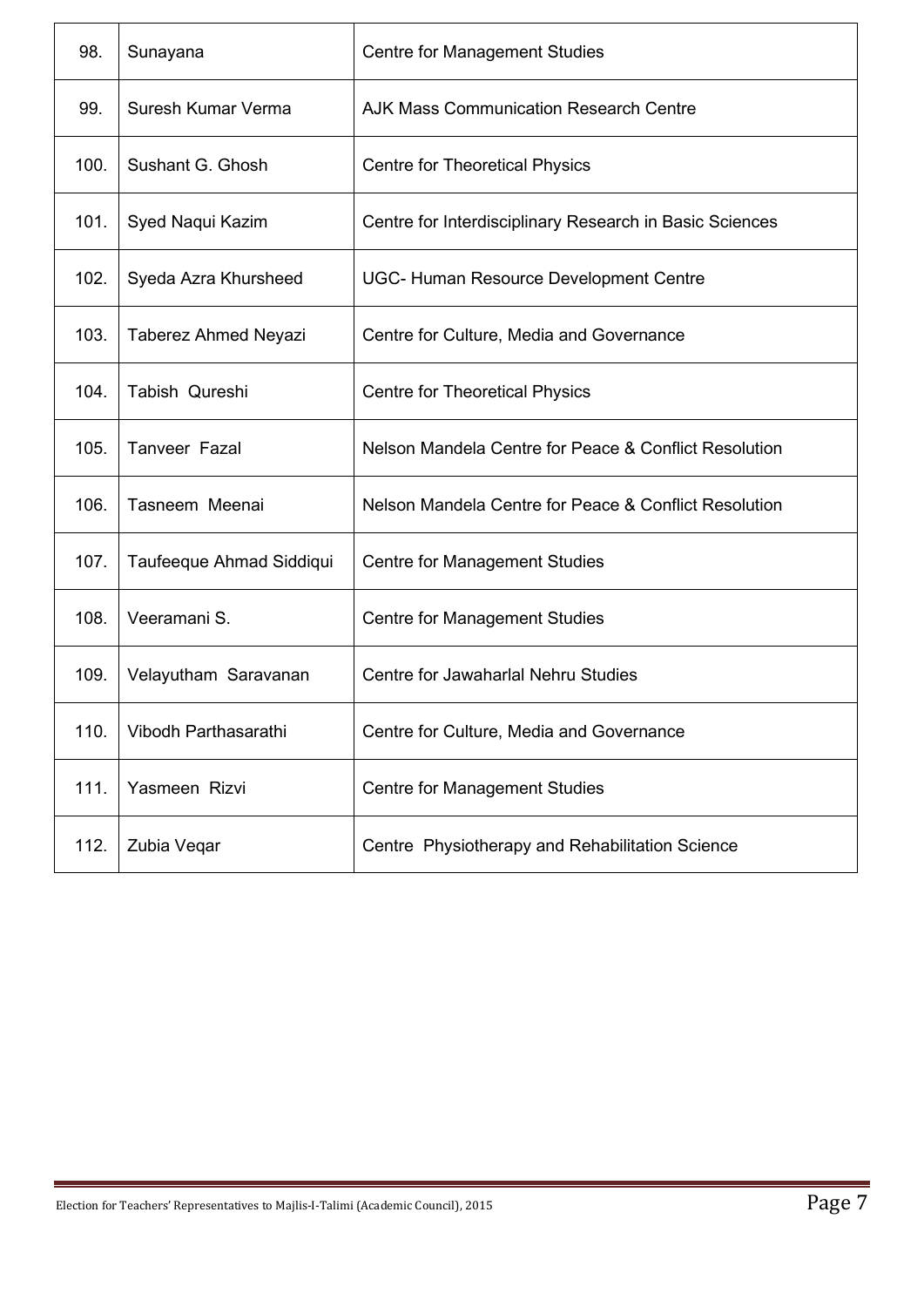| 98. | Sunayana | Centre for Management Studies |
|---|---|---|
| 99. | Suresh Kumar Verma | AJK Mass Communication Research Centre |
| 100. | Sushant G. Ghosh | Centre for Theoretical Physics |
| 101. | Syed Naqui Kazim | Centre for Interdisciplinary Research in Basic Sciences |
| 102. | Syeda Azra Khursheed | UGC- Human Resource Development Centre |
| 103. | Taberez Ahmed Neyazi | Centre for Culture, Media and Governance |
| 104. | Tabish Qureshi | Centre for Theoretical Physics |
| 105. | Tanveer Fazal | Nelson Mandela Centre for Peace & Conflict Resolution |
| 106. | Tasneem Meenai | Nelson Mandela Centre for Peace & Conflict Resolution |
| 107. | Taufeeque Ahmad Siddiqui | Centre for Management Studies |
| 108. | Veeramani S. | Centre for Management Studies |
| 109. | Velayutham Saravanan | Centre for Jawaharlal Nehru Studies |
| 110. | Vibodh Parthasarathi | Centre for Culture, Media and Governance |
| 111. | Yasmeen Rizvi | Centre for Management Studies |
| 112. | Zubia Veqar | Centre Physiotherapy and Rehabilitation Science |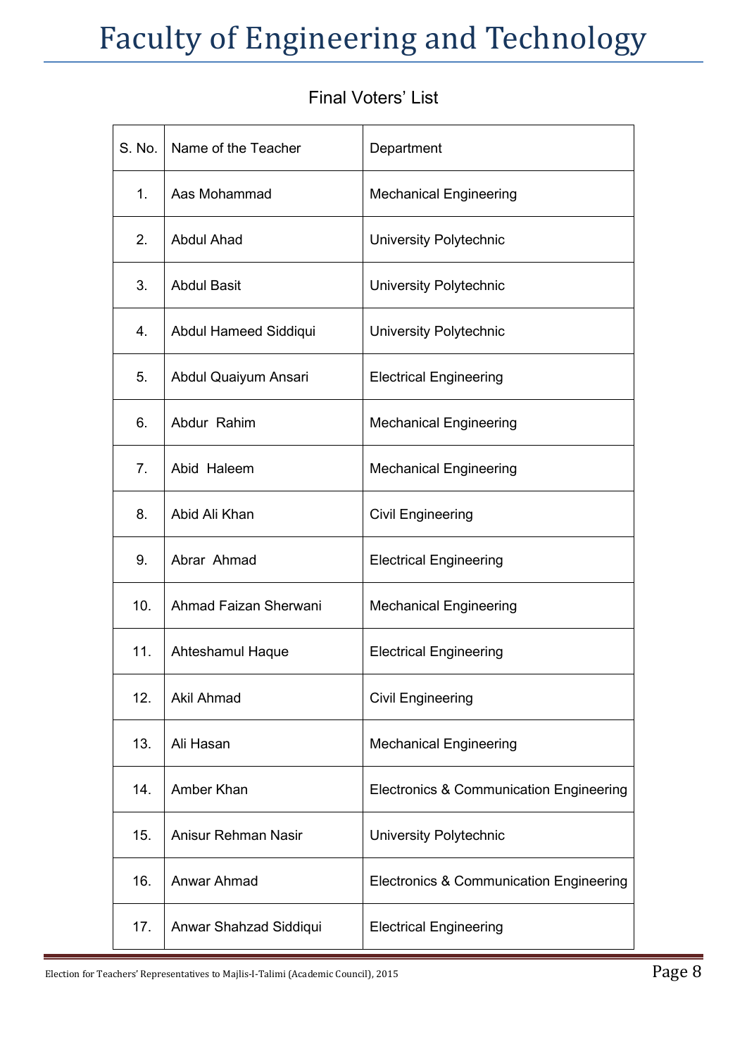# Faculty of Engineering and Technology

## Final Voters' List

| S. No. | Name of the Teacher | Department |
|---|---|---|
| 1. | Aas Mohammad | Mechanical Engineering |
| 2. | Abdul Ahad | University Polytechnic |
| 3. | Abdul Basit | University Polytechnic |
| 4. | Abdul Hameed Siddiqui | University Polytechnic |
| 5. | Abdul Quaiyum Ansari | Electrical Engineering |
| 6. | Abdur Rahim | Mechanical Engineering |
| 7. | Abid Haleem | Mechanical Engineering |
| 8. | Abid Ali Khan | Civil Engineering |
| 9. | Abrar Ahmad | Electrical Engineering |
| 10. | Ahmad Faizan Sherwani | Mechanical Engineering |
| 11. | Ahteshamul Haque | Electrical Engineering |
| 12. | Akil Ahmad | Civil Engineering |
| 13. | Ali Hasan | Mechanical Engineering |
| 14. | Amber Khan | Electronics & Communication Engineering |
| 15. | Anisur Rehman Nasir | University Polytechnic |
| 16. | Anwar Ahmad | Electronics & Communication Engineering |
| 17. | Anwar Shahzad Siddiqui | Electrical Engineering |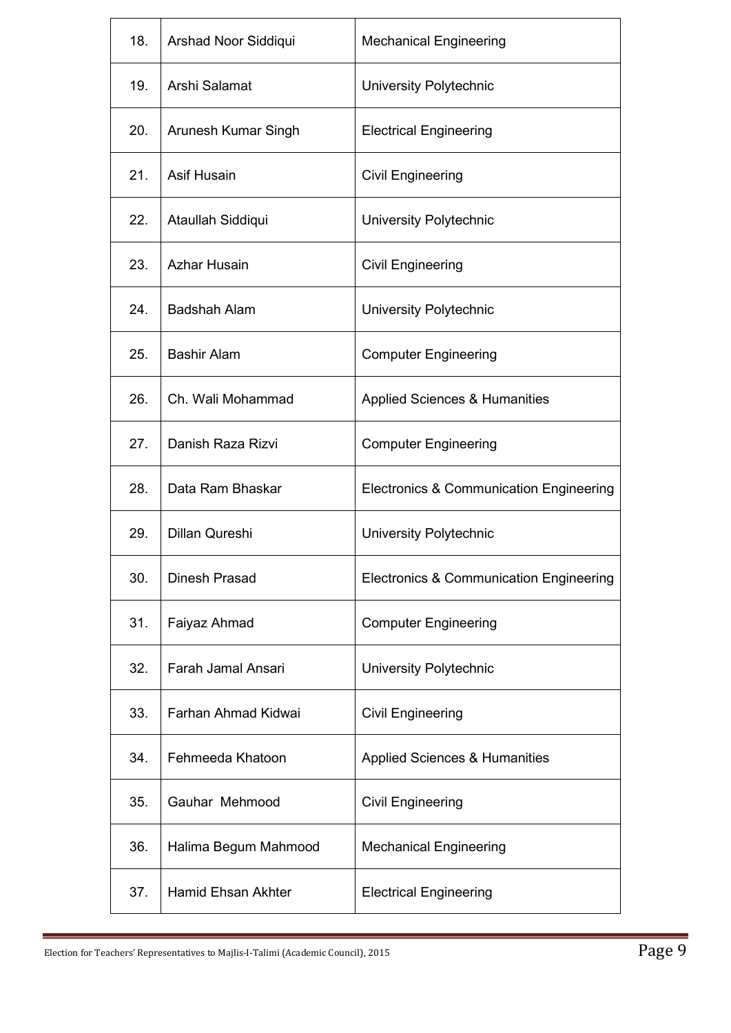| | | |
|---|---|---|
| 18. | Arshad Noor Siddiqui | Mechanical Engineering |
| 19. | Arshi Salamat | University Polytechnic |
| 20. | Arunesh Kumar Singh | Electrical Engineering |
| 21. | Asif Husain | Civil Engineering |
| 22. | Ataullah Siddiqui | University Polytechnic |
| 23. | Azhar Husain | Civil Engineering |
| 24. | Badshah Alam | University Polytechnic |
| 25. | Bashir Alam | Computer Engineering |
| 26. | Ch. Wali Mohammad | Applied Sciences & Humanities |
| 27. | Danish Raza Rizvi | Computer Engineering |
| 28. | Data Ram Bhaskar | Electronics & Communication Engineering |
| 29. | Dillan Qureshi | University Polytechnic |
| 30. | Dinesh Prasad | Electronics & Communication Engineering |
| 31. | Faiyaz Ahmad | Computer Engineering |
| 32. | Farah Jamal Ansari | University Polytechnic |
| 33. | Farhan Ahmad Kidwai | Civil Engineering |
| 34. | Fehmeeda Khatoon | Applied Sciences & Humanities |
| 35. | Gauhar Mehmood | Civil Engineering |
| 36. | Halima Begum Mahmood | Mechanical Engineering |
| 37. | Hamid Ehsan Akhter | Electrical Engineering |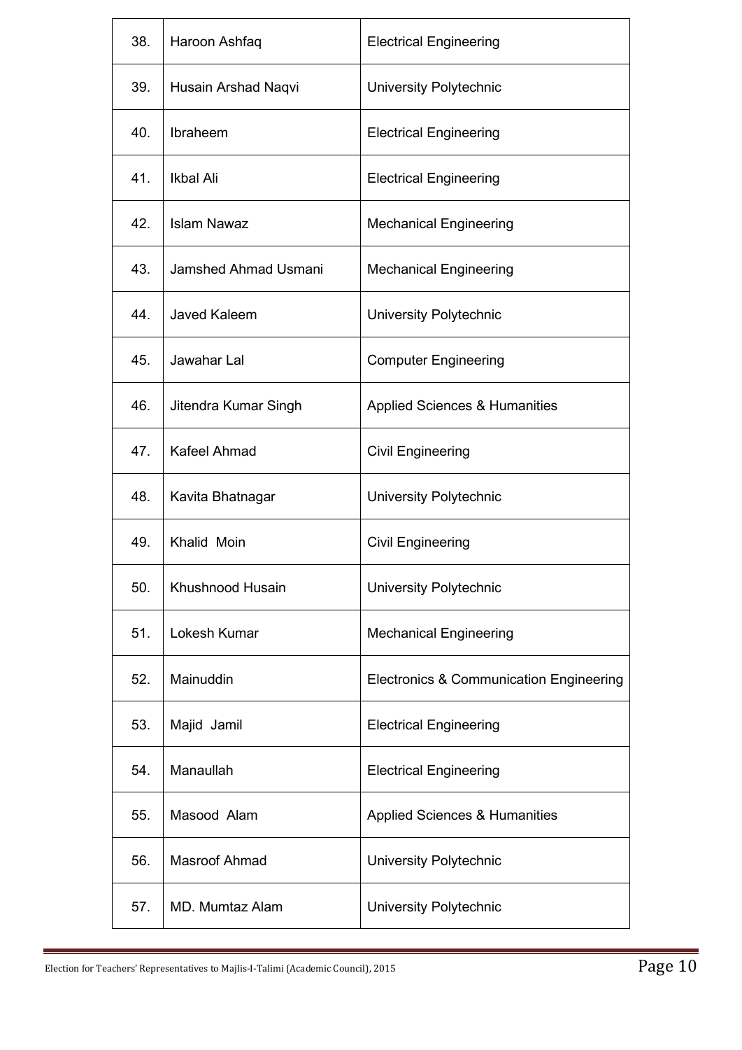| | | |
|---|---|---|
| 38. | Haroon Ashfaq | Electrical Engineering |
| 39. | Husain Arshad Naqvi | University Polytechnic |
| 40. | Ibraheem | Electrical Engineering |
| 41. | Ikbal Ali | Electrical Engineering |
| 42. | Islam Nawaz | Mechanical Engineering |
| 43. | Jamshed Ahmad Usmani | Mechanical Engineering |
| 44. | Javed Kaleem | University Polytechnic |
| 45. | Jawahar Lal | Computer Engineering |
| 46. | Jitendra Kumar Singh | Applied Sciences & Humanities |
| 47. | Kafeel Ahmad | Civil Engineering |
| 48. | Kavita Bhatnagar | University Polytechnic |
| 49. | Khalid Moin | Civil Engineering |
| 50. | Khushnood Husain | University Polytechnic |
| 51. | Lokesh Kumar | Mechanical Engineering |
| 52. | Mainuddin | Electronics & Communication Engineering |
| 53. | Majid Jamil | Electrical Engineering |
| 54. | Manaullah | Electrical Engineering |
| 55. | Masood Alam | Applied Sciences & Humanities |
| 56. | Masroof Ahmad | University Polytechnic |
| 57. | MD. Mumtaz Alam | University Polytechnic |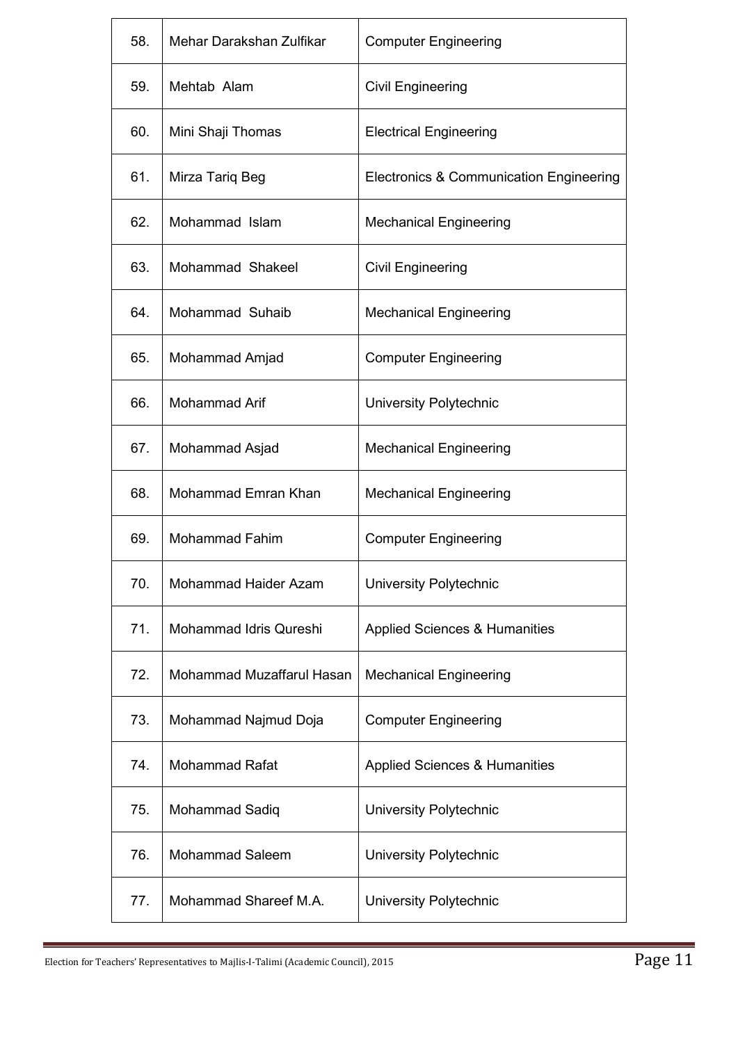| 58. | Mehar Darakshan Zulfikar | Computer Engineering |
|---|---|---|
| 59. | Mehtab Alam | Civil Engineering |
| 60. | Mini Shaji Thomas | Electrical Engineering |
| 61. | Mirza Tariq Beg | Electronics & Communication Engineering |
| 62. | Mohammad Islam | Mechanical Engineering |
| 63. | Mohammad Shakeel | Civil Engineering |
| 64. | Mohammad Suhaib | Mechanical Engineering |
| 65. | Mohammad Amjad | Computer Engineering |
| 66. | Mohammad Arif | University Polytechnic |
| 67. | Mohammad Asjad | Mechanical Engineering |
| 68. | Mohammad Emran Khan | Mechanical Engineering |
| 69. | Mohammad Fahim | Computer Engineering |
| 70. | Mohammad Haider Azam | University Polytechnic |
| 71. | Mohammad Idris Qureshi | Applied Sciences & Humanities |
| 72. | Mohammad Muzaffarul Hasan | Mechanical Engineering |
| 73. | Mohammad Najmud Doja | Computer Engineering |
| 74. | Mohammad Rafat | Applied Sciences & Humanities |
| 75. | Mohammad Sadiq | University Polytechnic |
| 76. | Mohammad Saleem | University Polytechnic |
| 77. | Mohammad Shareef M.A. | University Polytechnic |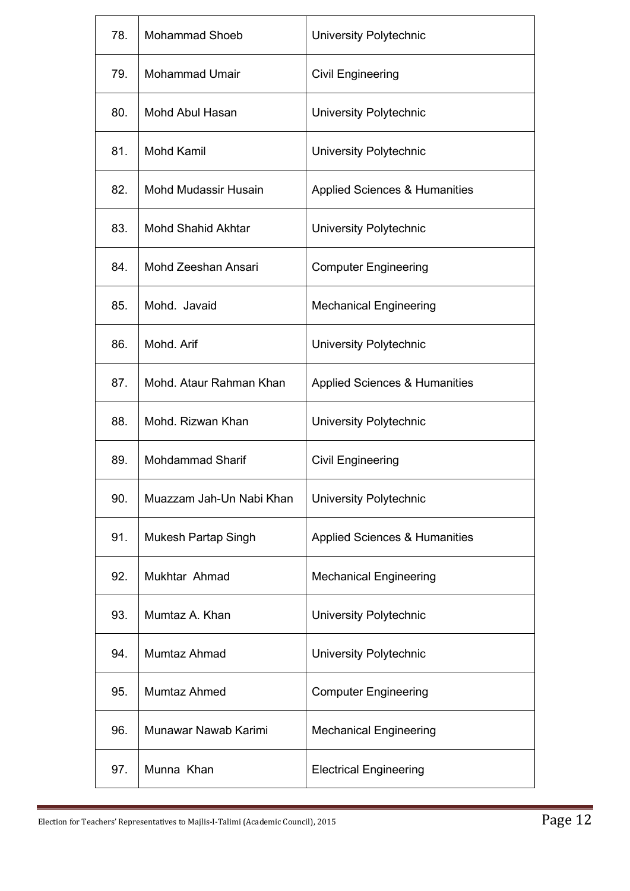| 78. | Mohammad Shoeb | University Polytechnic |
|---|---|---|
| 79. | Mohammad Umair | Civil Engineering |
| 80. | Mohd Abul Hasan | University Polytechnic |
| 81. | Mohd Kamil | University Polytechnic |
| 82. | Mohd Mudassir Husain | Applied Sciences & Humanities |
| 83. | Mohd Shahid Akhtar | University Polytechnic |
| 84. | Mohd Zeeshan Ansari | Computer Engineering |
| 85. | Mohd.  Javaid | Mechanical Engineering |
| 86. | Mohd. Arif | University Polytechnic |
| 87. | Mohd. Ataur Rahman Khan | Applied Sciences & Humanities |
| 88. | Mohd. Rizwan Khan | University Polytechnic |
| 89. | Mohdammad Sharif | Civil Engineering |
| 90. | Muazzam Jah-Un Nabi Khan | University Polytechnic |
| 91. | Mukesh Partap Singh | Applied Sciences & Humanities |
| 92. | Mukhtar  Ahmad | Mechanical Engineering |
| 93. | Mumtaz A. Khan | University Polytechnic |
| 94. | Mumtaz Ahmad | University Polytechnic |
| 95. | Mumtaz Ahmed | Computer Engineering |
| 96. | Munawar Nawab Karimi | Mechanical Engineering |
| 97. | Munna  Khan | Electrical Engineering |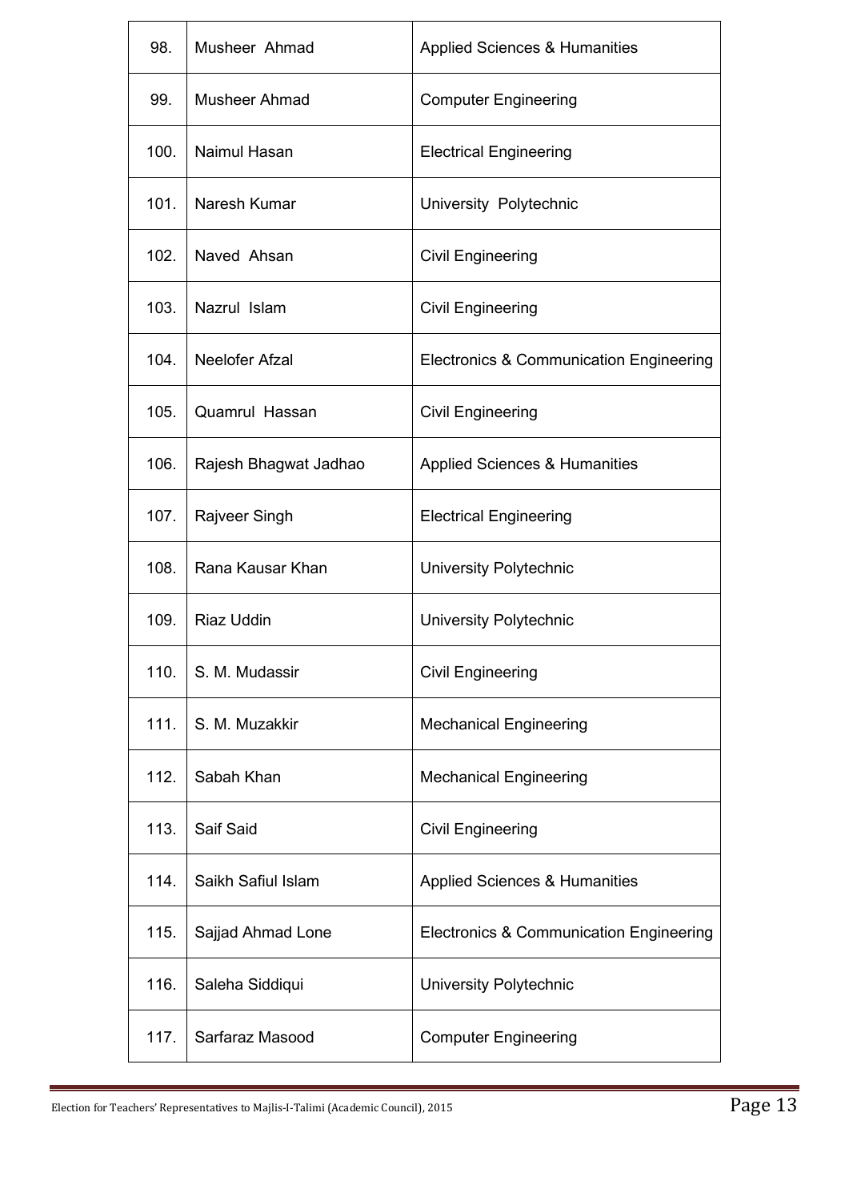| | | |
|---|---|---|
| 98. | Musheer Ahmad | Applied Sciences & Humanities |
| 99. | Musheer Ahmad | Computer Engineering |
| 100. | Naimul Hasan | Electrical Engineering |
| 101. | Naresh Kumar | University Polytechnic |
| 102. | Naved Ahsan | Civil Engineering |
| 103. | Nazrul Islam | Civil Engineering |
| 104. | Neelofer Afzal | Electronics & Communication Engineering |
| 105. | Quamrul Hassan | Civil Engineering |
| 106. | Rajesh Bhagwat Jadhao | Applied Sciences & Humanities |
| 107. | Rajveer Singh | Electrical Engineering |
| 108. | Rana Kausar Khan | University Polytechnic |
| 109. | Riaz Uddin | University Polytechnic |
| 110. | S. M. Mudassir | Civil Engineering |
| 111. | S. M. Muzakkir | Mechanical Engineering |
| 112. | Sabah Khan | Mechanical Engineering |
| 113. | Saif Said | Civil Engineering |
| 114. | Saikh Safiul Islam | Applied Sciences & Humanities |
| 115. | Sajjad Ahmad Lone | Electronics & Communication Engineering |
| 116. | Saleha Siddiqui | University Polytechnic |
| 117. | Sarfaraz Masood | Computer Engineering |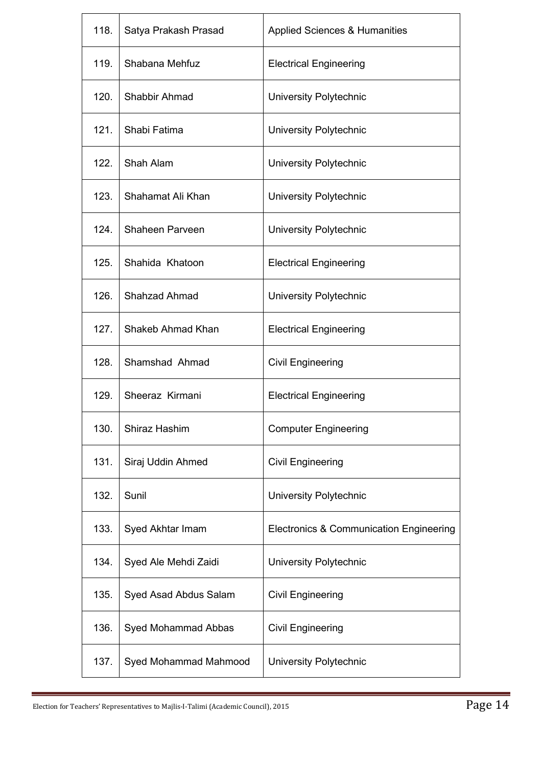| 118. | Satya Prakash Prasad | Applied Sciences & Humanities |
|---|---|---|
| 119. | Shabana Mehfuz | Electrical Engineering |
| 120. | Shabbir Ahmad | University Polytechnic |
| 121. | Shabi Fatima | University Polytechnic |
| 122. | Shah Alam | University Polytechnic |
| 123. | Shahamat Ali Khan | University Polytechnic |
| 124. | Shaheen Parveen | University Polytechnic |
| 125. | Shahida Khatoon | Electrical Engineering |
| 126. | Shahzad Ahmad | University Polytechnic |
| 127. | Shakeb Ahmad Khan | Electrical Engineering |
| 128. | Shamshad Ahmad | Civil Engineering |
| 129. | Sheeraz Kirmani | Electrical Engineering |
| 130. | Shiraz Hashim | Computer Engineering |
| 131. | Siraj Uddin Ahmed | Civil Engineering |
| 132. | Sunil | University Polytechnic |
| 133. | Syed Akhtar Imam | Electronics & Communication Engineering |
| 134. | Syed Ale Mehdi Zaidi | University Polytechnic |
| 135. | Syed Asad Abdus Salam | Civil Engineering |
| 136. | Syed Mohammad Abbas | Civil Engineering |
| 137. | Syed Mohammad Mahmood | University Polytechnic |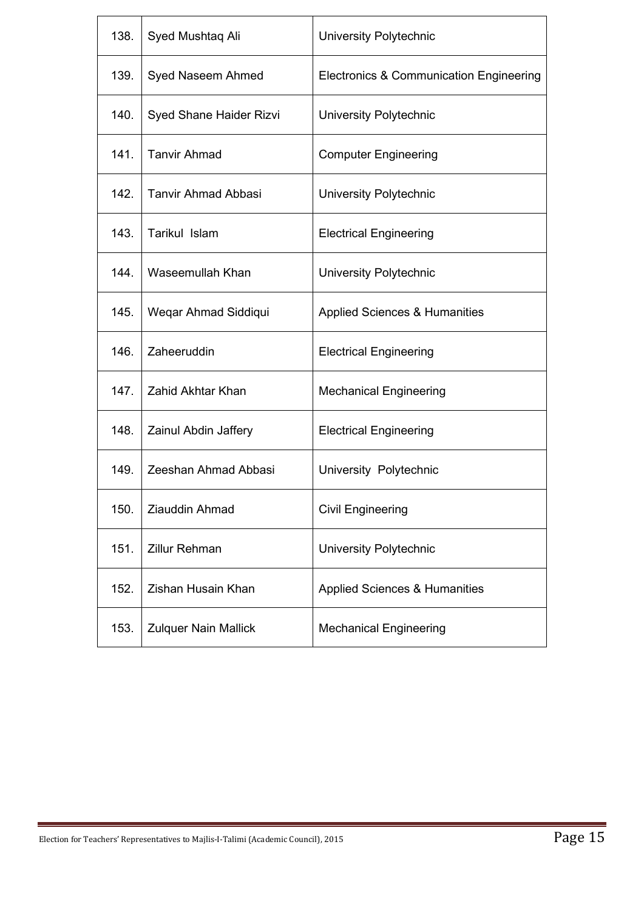| | | |
|---|---|---|
| 138. | Syed Mushtaq Ali | University Polytechnic |
| 139. | Syed Naseem Ahmed | Electronics & Communication Engineering |
| 140. | Syed Shane Haider Rizvi | University Polytechnic |
| 141. | Tanvir Ahmad | Computer Engineering |
| 142. | Tanvir Ahmad Abbasi | University Polytechnic |
| 143. | Tarikul Islam | Electrical Engineering |
| 144. | Waseemullah Khan | University Polytechnic |
| 145. | Weqar Ahmad Siddiqui | Applied Sciences & Humanities |
| 146. | Zaheeruddin | Electrical Engineering |
| 147. | Zahid Akhtar Khan | Mechanical Engineering |
| 148. | Zainul Abdin Jaffery | Electrical Engineering |
| 149. | Zeeshan Ahmad Abbasi | University Polytechnic |
| 150. | Ziauddin Ahmad | Civil Engineering |
| 151. | Zillur Rehman | University Polytechnic |
| 152. | Zishan Husain Khan | Applied Sciences & Humanities |
| 153. | Zulquer Nain Mallick | Mechanical Engineering |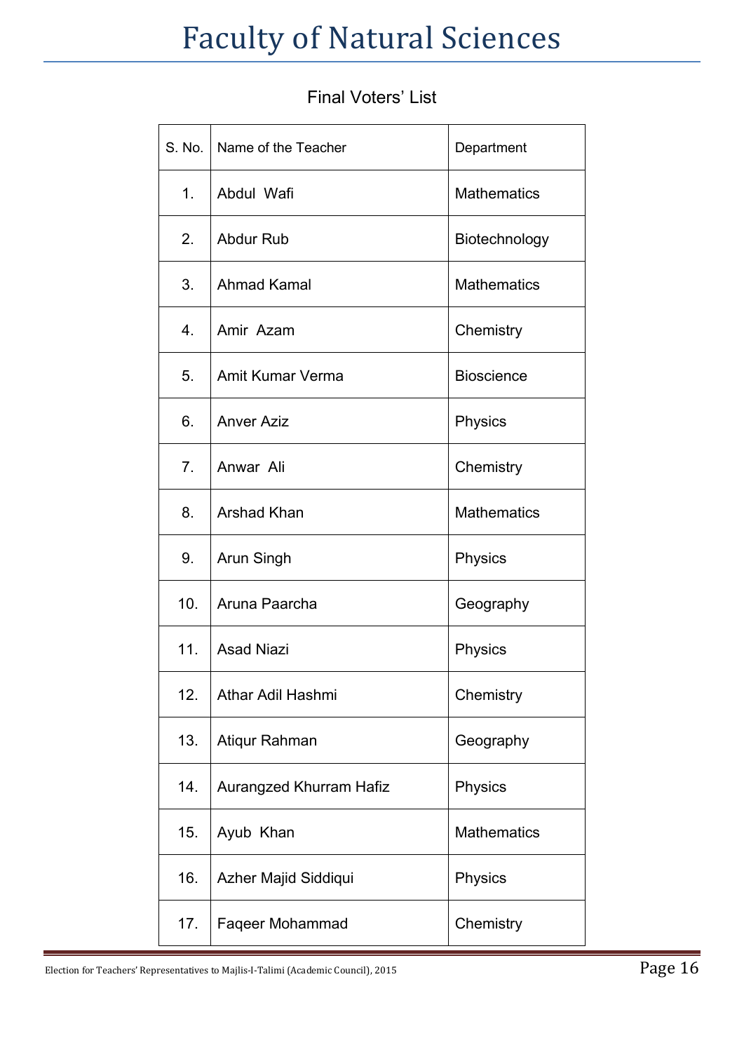# Faculty of Natural Sciences

Final Voters' List

| S. No. | Name of the Teacher | Department |
|---|---|---|
| 1. | Abdul Wafi | Mathematics |
| 2. | Abdur Rub | Biotechnology |
| 3. | Ahmad Kamal | Mathematics |
| 4. | Amir Azam | Chemistry |
| 5. | Amit Kumar Verma | Bioscience |
| 6. | Anver Aziz | Physics |
| 7. | Anwar Ali | Chemistry |
| 8. | Arshad Khan | Mathematics |
| 9. | Arun Singh | Physics |
| 10. | Aruna Paarcha | Geography |
| 11. | Asad Niazi | Physics |
| 12. | Athar Adil Hashmi | Chemistry |
| 13. | Atiqur Rahman | Geography |
| 14. | Aurangzed Khurram Hafiz | Physics |
| 15. | Ayub Khan | Mathematics |
| 16. | Azher Majid Siddiqui | Physics |
| 17. | Faqeer Mohammad | Chemistry |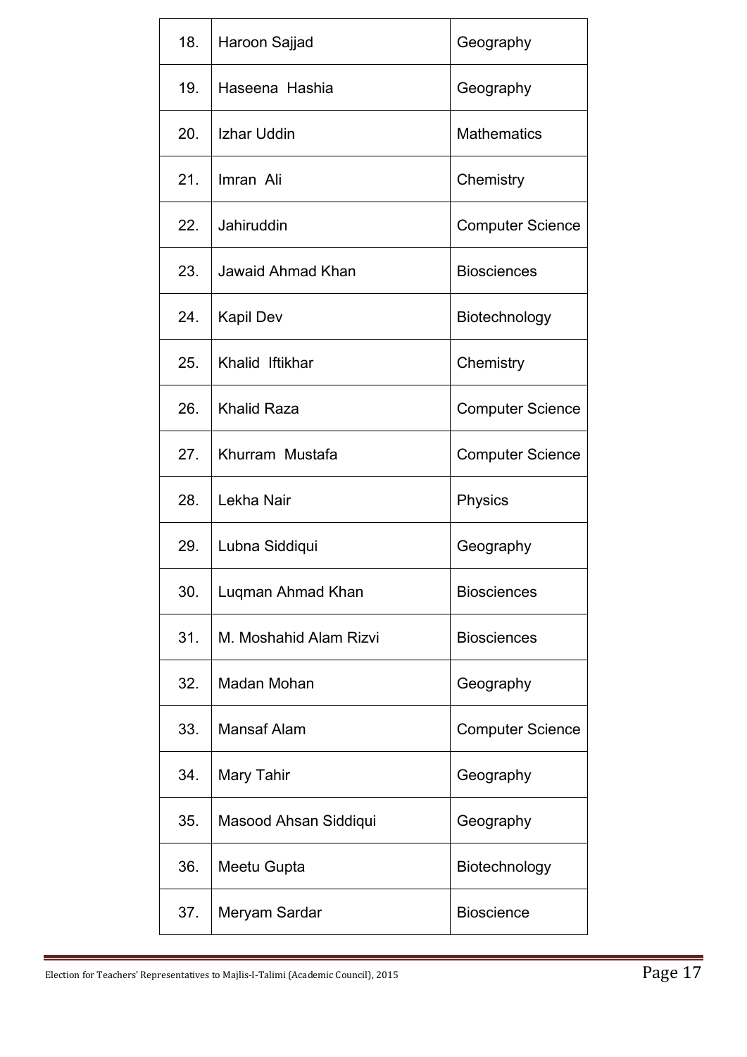| 18. | Haroon Sajjad | Geography |
|---|---|---|
| 19. | Haseena  Hashia | Geography |
| 20. | Izhar Uddin | Mathematics |
| 21. | Imran  Ali | Chemistry |
| 22. | Jahiruddin | Computer Science |
| 23. | Jawaid Ahmad Khan | Biosciences |
| 24. | Kapil Dev | Biotechnology |
| 25. | Khalid  Iftikhar | Chemistry |
| 26. | Khalid Raza | Computer Science |
| 27. | Khurram  Mustafa | Computer Science |
| 28. | Lekha Nair | Physics |
| 29. | Lubna Siddiqui | Geography |
| 30. | Luqman Ahmad Khan | Biosciences |
| 31. | M. Moshahid Alam Rizvi | Biosciences |
| 32. | Madan Mohan | Geography |
| 33. | Mansaf Alam | Computer Science |
| 34. | Mary Tahir | Geography |
| 35. | Masood Ahsan Siddiqui | Geography |
| 36. | Meetu Gupta | Biotechnology |
| 37. | Meryam Sardar | Bioscience |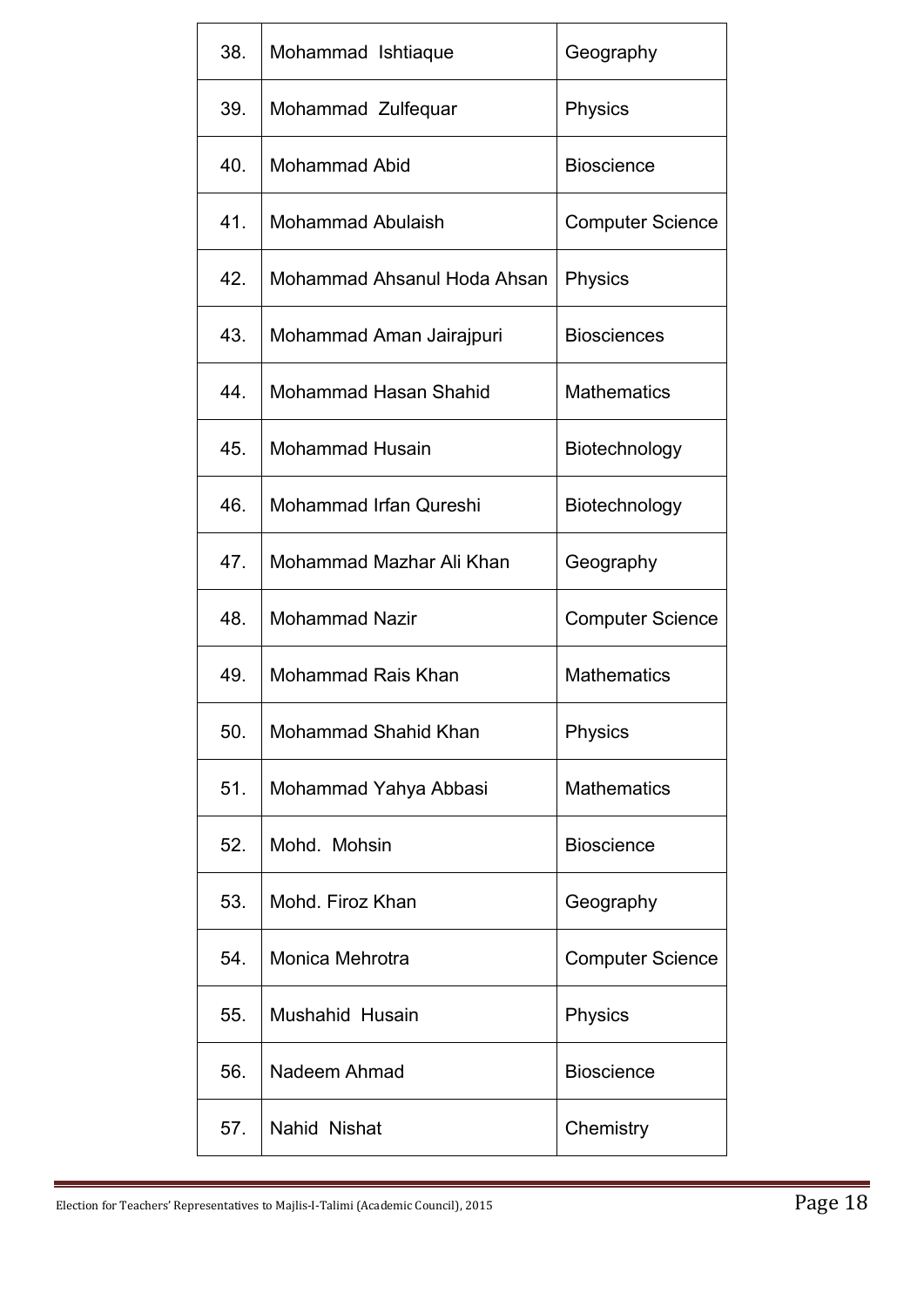| | | |
|---|---|---|
| 38. | Mohammad Ishtiaque | Geography |
| 39. | Mohammad Zulfequar | Physics |
| 40. | Mohammad Abid | Bioscience |
| 41. | Mohammad Abulaish | Computer Science |
| 42. | Mohammad Ahsanul Hoda Ahsan | Physics |
| 43. | Mohammad Aman Jairajpuri | Biosciences |
| 44. | Mohammad Hasan Shahid | Mathematics |
| 45. | Mohammad Husain | Biotechnology |
| 46. | Mohammad Irfan Qureshi | Biotechnology |
| 47. | Mohammad Mazhar Ali Khan | Geography |
| 48. | Mohammad Nazir | Computer Science |
| 49. | Mohammad Rais Khan | Mathematics |
| 50. | Mohammad Shahid Khan | Physics |
| 51. | Mohammad Yahya Abbasi | Mathematics |
| 52. | Mohd. Mohsin | Bioscience |
| 53. | Mohd. Firoz Khan | Geography |
| 54. | Monica Mehrotra | Computer Science |
| 55. | Mushahid Husain | Physics |
| 56. | Nadeem Ahmad | Bioscience |
| 57. | Nahid Nishat | Chemistry |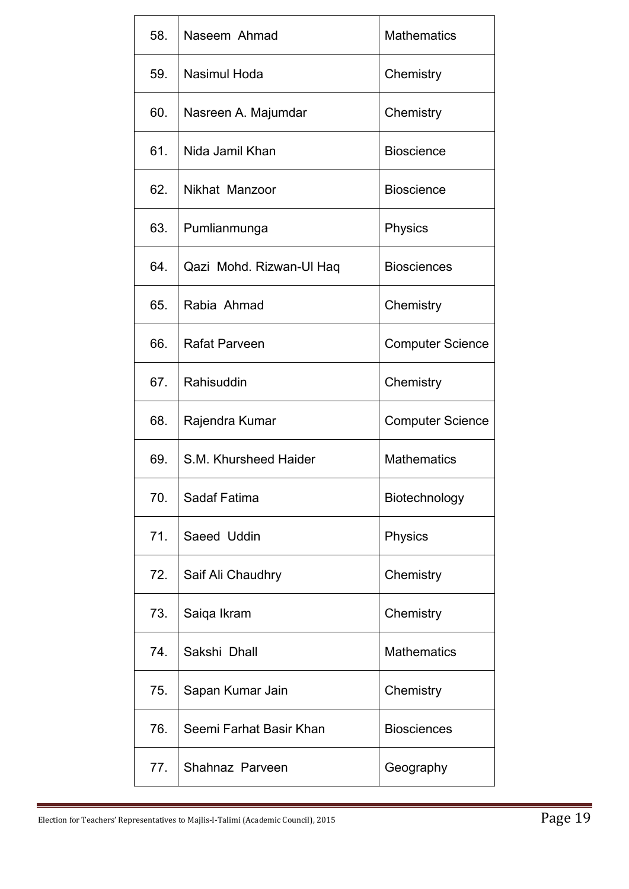| | | |
|---|---|---|
| 58. | Naseem Ahmad | Mathematics |
| 59. | Nasimul Hoda | Chemistry |
| 60. | Nasreen A. Majumdar | Chemistry |
| 61. | Nida Jamil Khan | Bioscience |
| 62. | Nikhat Manzoor | Bioscience |
| 63. | Pumlianmunga | Physics |
| 64. | Qazi Mohd. Rizwan-Ul Haq | Biosciences |
| 65. | Rabia Ahmad | Chemistry |
| 66. | Rafat Parveen | Computer Science |
| 67. | Rahisuddin | Chemistry |
| 68. | Rajendra Kumar | Computer Science |
| 69. | S.M. Khursheed Haider | Mathematics |
| 70. | Sadaf Fatima | Biotechnology |
| 71. | Saeed Uddin | Physics |
| 72. | Saif Ali Chaudhry | Chemistry |
| 73. | Saiqa Ikram | Chemistry |
| 74. | Sakshi Dhall | Mathematics |
| 75. | Sapan Kumar Jain | Chemistry |
| 76. | Seemi Farhat Basir Khan | Biosciences |
| 77. | Shahnaz Parveen | Geography |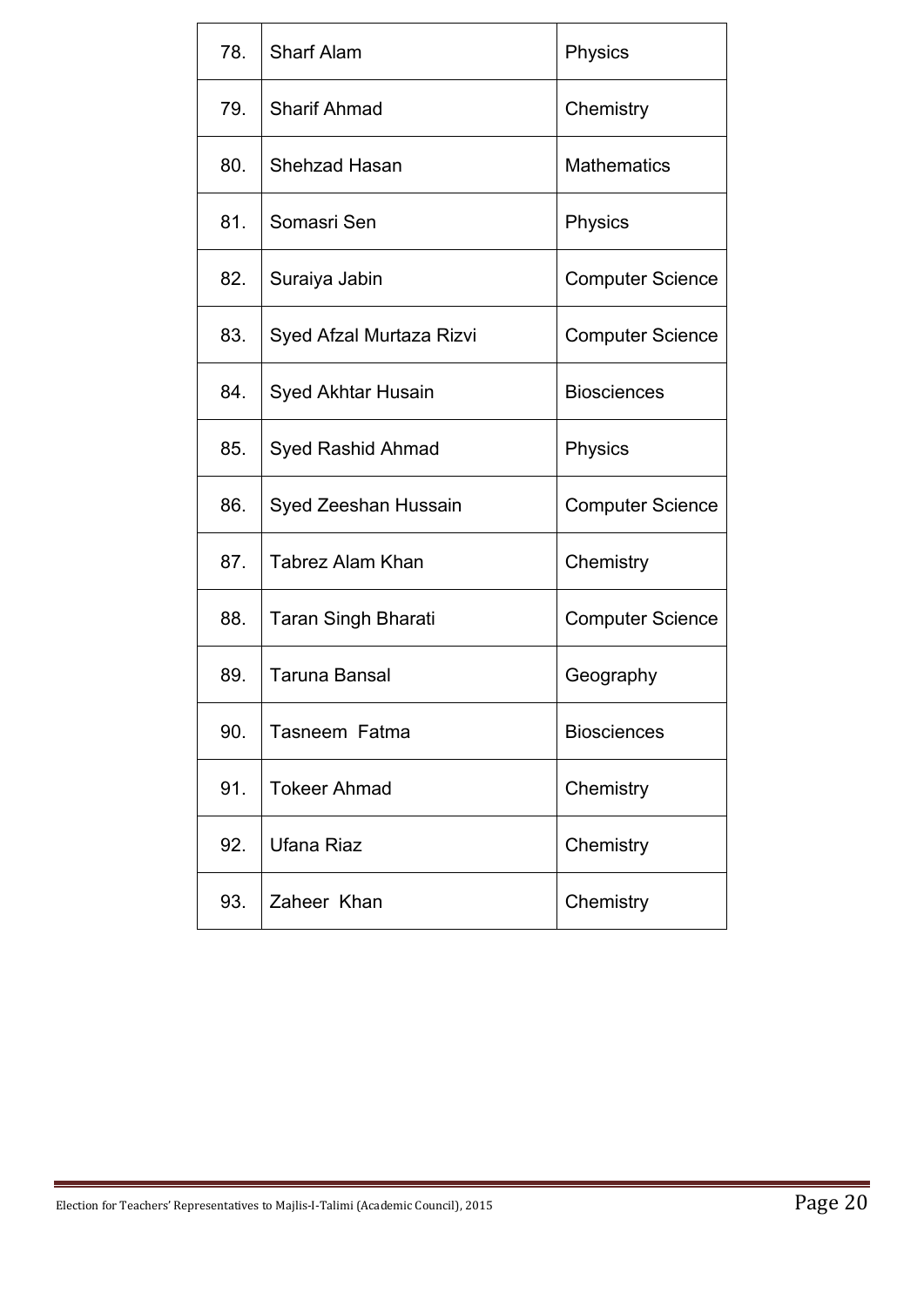| 78. | Sharf Alam | Physics |
|---|---|---|
| 79. | Sharif Ahmad | Chemistry |
| 80. | Shehzad Hasan | Mathematics |
| 81. | Somasri Sen | Physics |
| 82. | Suraiya Jabin | Computer Science |
| 83. | Syed Afzal Murtaza Rizvi | Computer Science |
| 84. | Syed Akhtar Husain | Biosciences |
| 85. | Syed Rashid Ahmad | Physics |
| 86. | Syed Zeeshan Hussain | Computer Science |
| 87. | Tabrez Alam Khan | Chemistry |
| 88. | Taran Singh Bharati | Computer Science |
| 89. | Taruna Bansal | Geography |
| 90. | Tasneem Fatma | Biosciences |
| 91. | Tokeer Ahmad | Chemistry |
| 92. | Ufana Riaz | Chemistry |
| 93. | Zaheer Khan | Chemistry |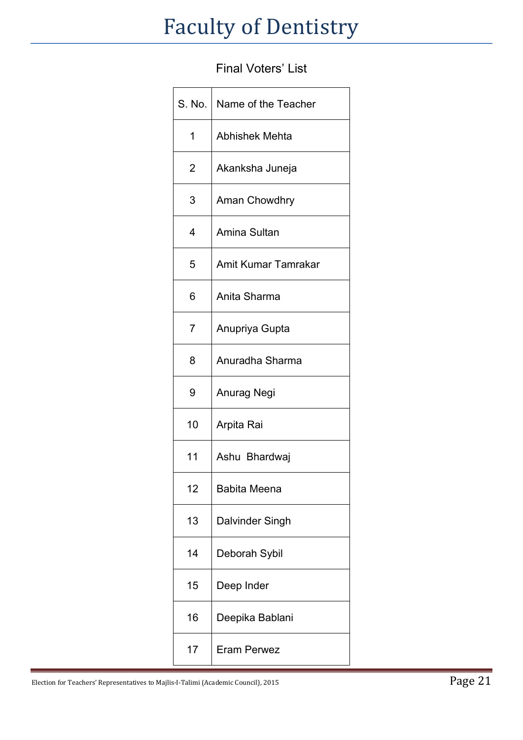# Faculty of Dentistry

Final Voters' List

| S. No. | Name of the Teacher |
|---|---|
| 1 | Abhishek Mehta |
| 2 | Akanksha Juneja |
| 3 | Aman Chowdhry |
| 4 | Amina Sultan |
| 5 | Amit Kumar Tamrakar |
| 6 | Anita Sharma |
| 7 | Anupriya Gupta |
| 8 | Anuradha Sharma |
| 9 | Anurag Negi |
| 10 | Arpita Rai |
| 11 | Ashu Bhardwaj |
| 12 | Babita Meena |
| 13 | Dalvinder Singh |
| 14 | Deborah Sybil |
| 15 | Deep Inder |
| 16 | Deepika Bablani |
| 17 | Eram Perwez |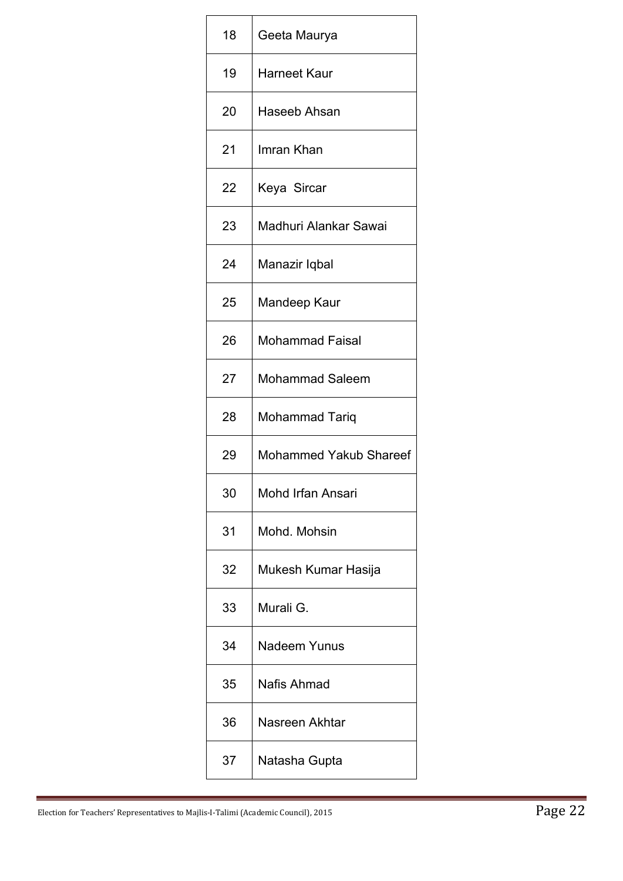| 18 | Geeta Maurya |
|---|---|
| 19 | Harneet Kaur |
| 20 | Haseeb Ahsan |
| 21 | Imran Khan |
| 22 | Keya  Sircar |
| 23 | Madhuri Alankar Sawai |
| 24 | Manazir Iqbal |
| 25 | Mandeep Kaur |
| 26 | Mohammad Faisal |
| 27 | Mohammad Saleem |
| 28 | Mohammad Tariq |
| 29 | Mohammed Yakub Shareef |
| 30 | Mohd Irfan Ansari |
| 31 | Mohd. Mohsin |
| 32 | Mukesh Kumar Hasija |
| 33 | Murali G. |
| 34 | Nadeem Yunus |
| 35 | Nafis Ahmad |
| 36 | Nasreen Akhtar |
| 37 | Natasha Gupta |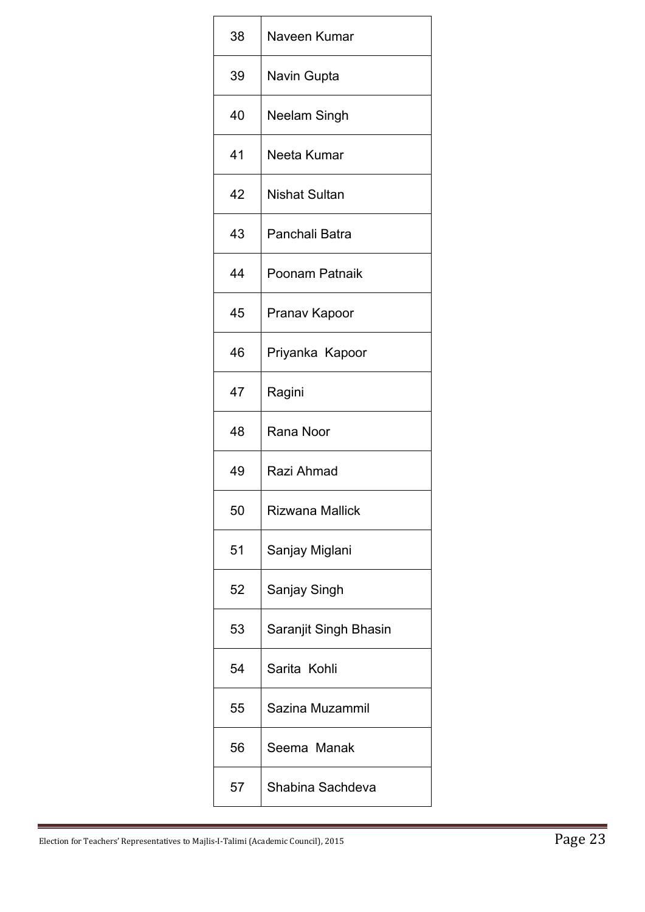| | |
|---|---|
| 38 | Naveen Kumar |
| 39 | Navin Gupta |
| 40 | Neelam Singh |
| 41 | Neeta Kumar |
| 42 | Nishat Sultan |
| 43 | Panchali Batra |
| 44 | Poonam Patnaik |
| 45 | Pranav Kapoor |
| 46 | Priyanka Kapoor |
| 47 | Ragini |
| 48 | Rana Noor |
| 49 | Razi Ahmad |
| 50 | Rizwana Mallick |
| 51 | Sanjay Miglani |
| 52 | Sanjay Singh |
| 53 | Saranjit Singh Bhasin |
| 54 | Sarita Kohli |
| 55 | Sazina Muzammil |
| 56 | Seema Manak |
| 57 | Shabina Sachdeva |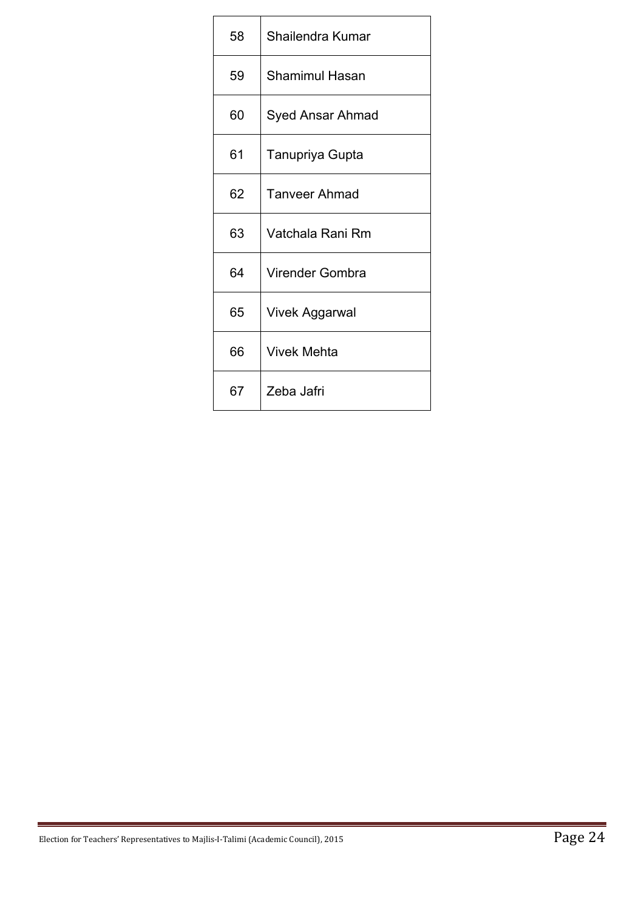| | |
|---|---|
| 58 | Shailendra Kumar |
| 59 | Shamimul Hasan |
| 60 | Syed Ansar Ahmad |
| 61 | Tanupriya Gupta |
| 62 | Tanveer Ahmad |
| 63 | Vatchala Rani Rm |
| 64 | Virender Gombra |
| 65 | Vivek Aggarwal |
| 66 | Vivek Mehta |
| 67 | Zeba Jafri |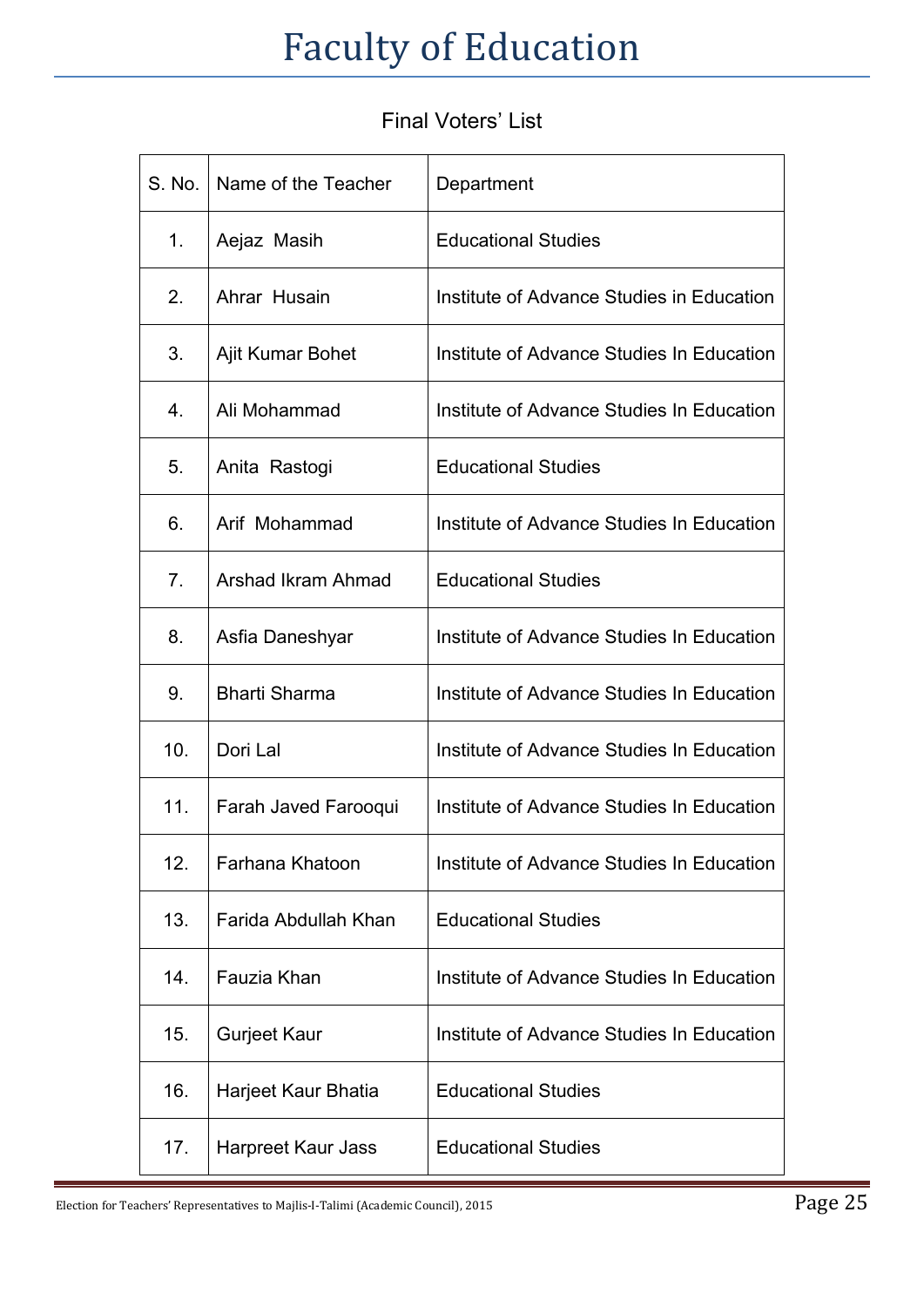# Faculty of Education

Final Voters' List

| S. No. | Name of the Teacher | Department |
|---|---|---|
| 1. | Aejaz Masih | Educational Studies |
| 2. | Ahrar Husain | Institute of Advance Studies in Education |
| 3. | Ajit Kumar Bohet | Institute of Advance Studies In Education |
| 4. | Ali Mohammad | Institute of Advance Studies In Education |
| 5. | Anita Rastogi | Educational Studies |
| 6. | Arif Mohammad | Institute of Advance Studies In Education |
| 7. | Arshad Ikram Ahmad | Educational Studies |
| 8. | Asfia Daneshyar | Institute of Advance Studies In Education |
| 9. | Bharti Sharma | Institute of Advance Studies In Education |
| 10. | Dori Lal | Institute of Advance Studies In Education |
| 11. | Farah Javed Farooqui | Institute of Advance Studies In Education |
| 12. | Farhana Khatoon | Institute of Advance Studies In Education |
| 13. | Farida Abdullah Khan | Educational Studies |
| 14. | Fauzia Khan | Institute of Advance Studies In Education |
| 15. | Gurjeet Kaur | Institute of Advance Studies In Education |
| 16. | Harjeet Kaur Bhatia | Educational Studies |
| 17. | Harpreet Kaur Jass | Educational Studies |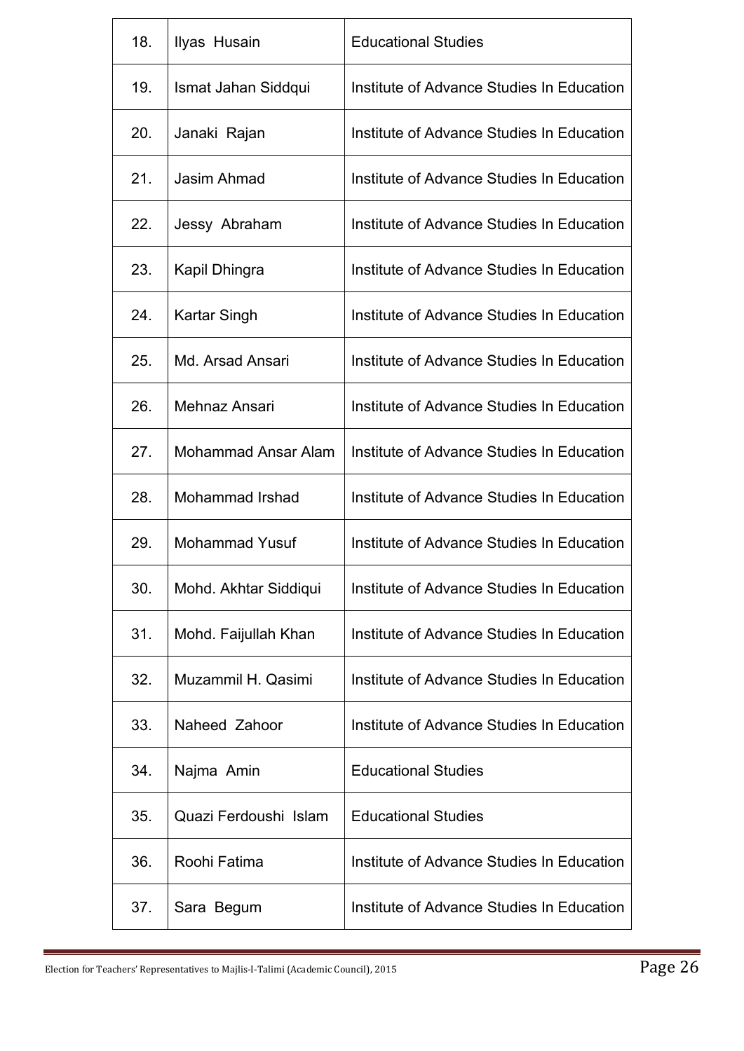| 18. | Ilyas Husain | Educational Studies |
|---|---|---|
| 19. | Ismat Jahan Siddqui | Institute of Advance Studies In Education |
| 20. | Janaki Rajan | Institute of Advance Studies In Education |
| 21. | Jasim Ahmad | Institute of Advance Studies In Education |
| 22. | Jessy Abraham | Institute of Advance Studies In Education |
| 23. | Kapil Dhingra | Institute of Advance Studies In Education |
| 24. | Kartar Singh | Institute of Advance Studies In Education |
| 25. | Md. Arsad Ansari | Institute of Advance Studies In Education |
| 26. | Mehnaz Ansari | Institute of Advance Studies In Education |
| 27. | Mohammad Ansar Alam | Institute of Advance Studies In Education |
| 28. | Mohammad Irshad | Institute of Advance Studies In Education |
| 29. | Mohammad Yusuf | Institute of Advance Studies In Education |
| 30. | Mohd. Akhtar Siddiqui | Institute of Advance Studies In Education |
| 31. | Mohd. Faijullah Khan | Institute of Advance Studies In Education |
| 32. | Muzammil H. Qasimi | Institute of Advance Studies In Education |
| 33. | Naheed Zahoor | Institute of Advance Studies In Education |
| 34. | Najma Amin | Educational Studies |
| 35. | Quazi Ferdoushi Islam | Educational Studies |
| 36. | Roohi Fatima | Institute of Advance Studies In Education |
| 37. | Sara Begum | Institute of Advance Studies In Education |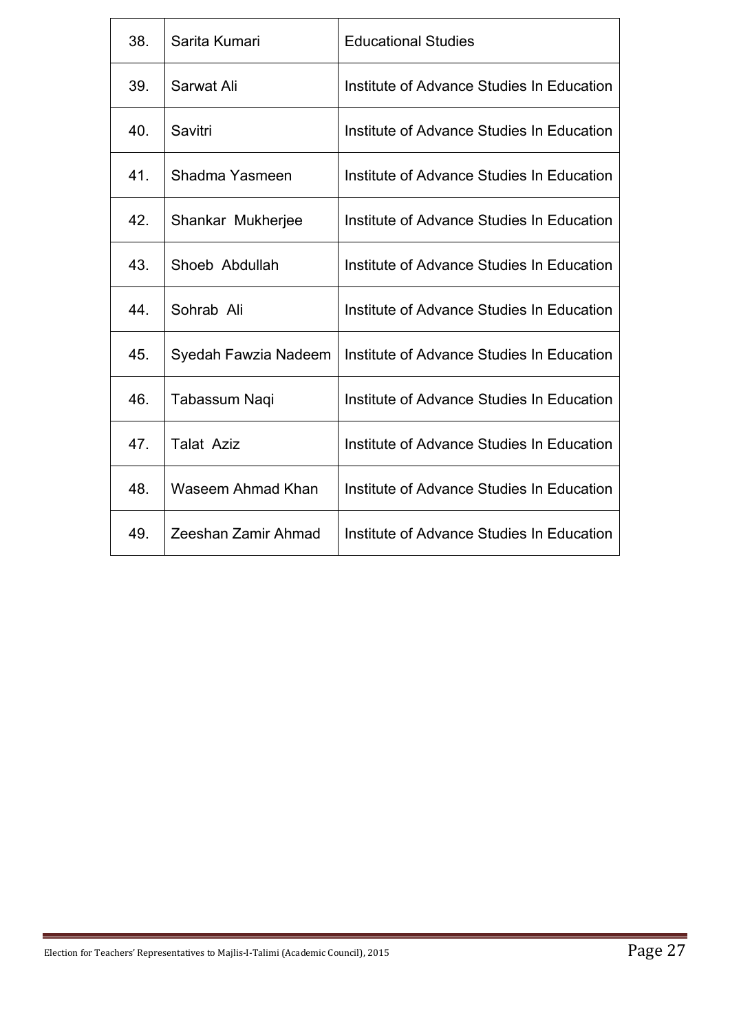| 38. | Sarita Kumari | Educational Studies |
|---|---|---|
| 39. | Sarwat Ali | Institute of Advance Studies In Education |
| 40. | Savitri | Institute of Advance Studies In Education |
| 41. | Shadma Yasmeen | Institute of Advance Studies In Education |
| 42. | Shankar Mukherjee | Institute of Advance Studies In Education |
| 43. | Shoeb Abdullah | Institute of Advance Studies In Education |
| 44. | Sohrab Ali | Institute of Advance Studies In Education |
| 45. | Syedah Fawzia Nadeem | Institute of Advance Studies In Education |
| 46. | Tabassum Naqi | Institute of Advance Studies In Education |
| 47. | Talat Aziz | Institute of Advance Studies In Education |
| 48. | Waseem Ahmad Khan | Institute of Advance Studies In Education |
| 49. | Zeeshan Zamir Ahmad | Institute of Advance Studies In Education |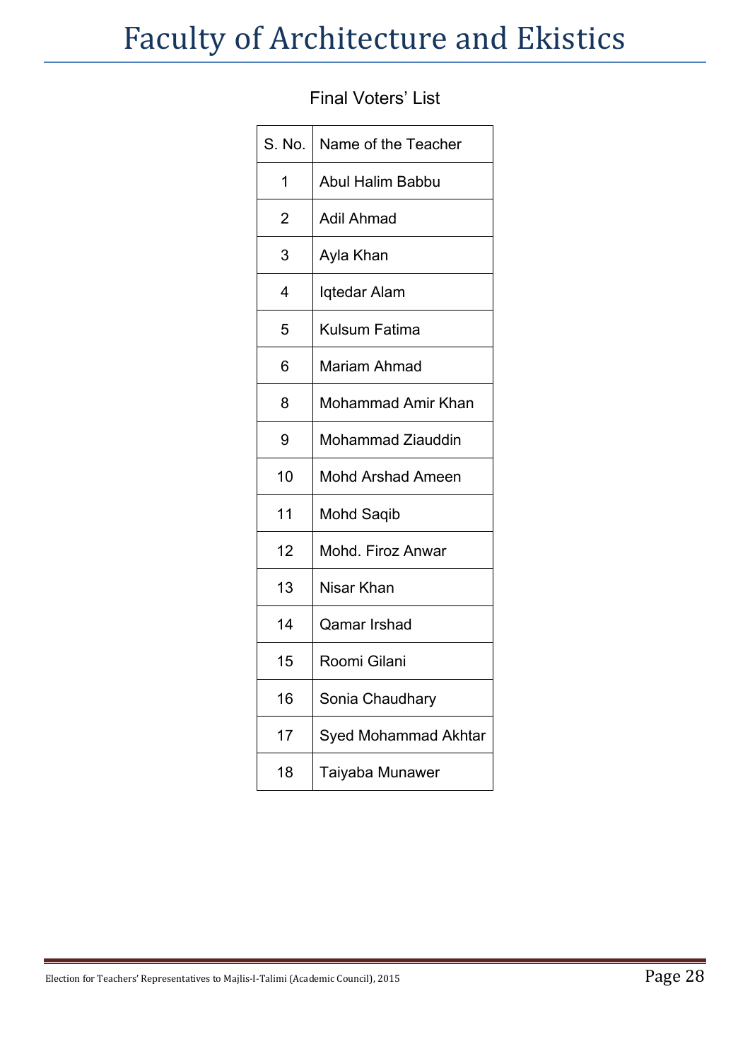# Faculty of Architecture and Ekistics

Final Voters' List

| S. No. | Name of the Teacher |
|---|---|
| 1 | Abul Halim Babbu |
| 2 | Adil Ahmad |
| 3 | Ayla Khan |
| 4 | Iqtedar Alam |
| 5 | Kulsum Fatima |
| 6 | Mariam Ahmad |
| 8 | Mohammad Amir Khan |
| 9 | Mohammad Ziauddin |
| 10 | Mohd Arshad Ameen |
| 11 | Mohd Saqib |
| 12 | Mohd. Firoz Anwar |
| 13 | Nisar Khan |
| 14 | Qamar Irshad |
| 15 | Roomi Gilani |
| 16 | Sonia Chaudhary |
| 17 | Syed Mohammad Akhtar |
| 18 | Taiyaba Munawer |